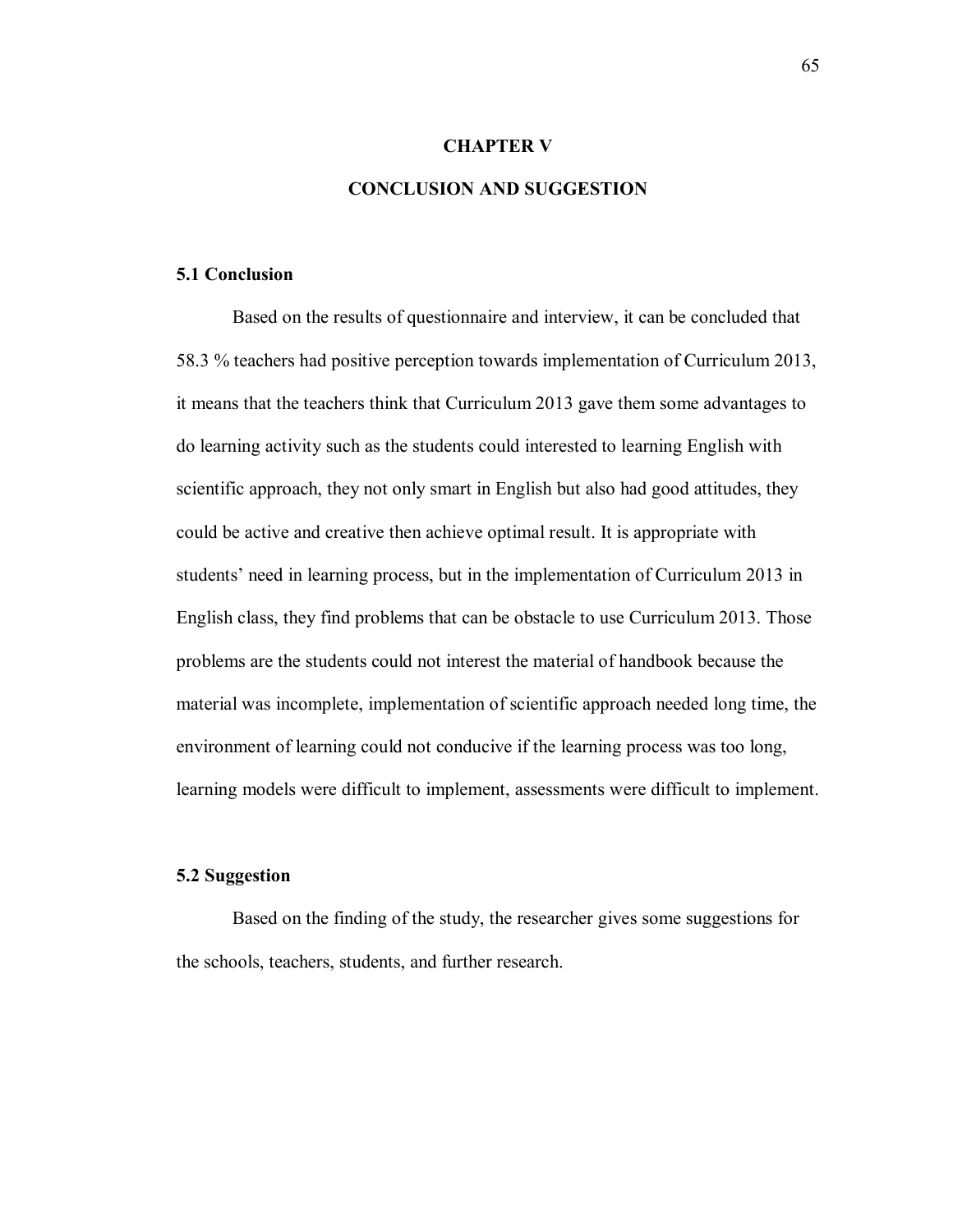# CHAPTER V

# CONCLUSION AND SUGGESTION

## 5.1 Conclusion

Based on the results of questionnaire and interview, it can be concluded that 58.3 % teachers had positive perception towards implementation of Curriculum 2013, it means that the teachers think that Curriculum 2013 gave them some advantages to do learning activity such as the students could interested to learning English with scientific approach, they not only smart in English but also had good attitudes, they could be active and creative then achieve optimal result. It is appropriate with students' need in learning process, but in the implementation of Curriculum 2013 in English class, they find problems that can be obstacle to use Curriculum 2013. Those problems are the students could not interest the material of handbook because the material was incomplete, implementation of scientific approach needed long time, the environment of learning could not conducive if the learning process was too long, learning models were difficult to implement, assessments were difficult to implement.

## 5.2 Suggestion

Based on the finding of the study, the researcher gives some suggestions for the schools, teachers, students, and further research.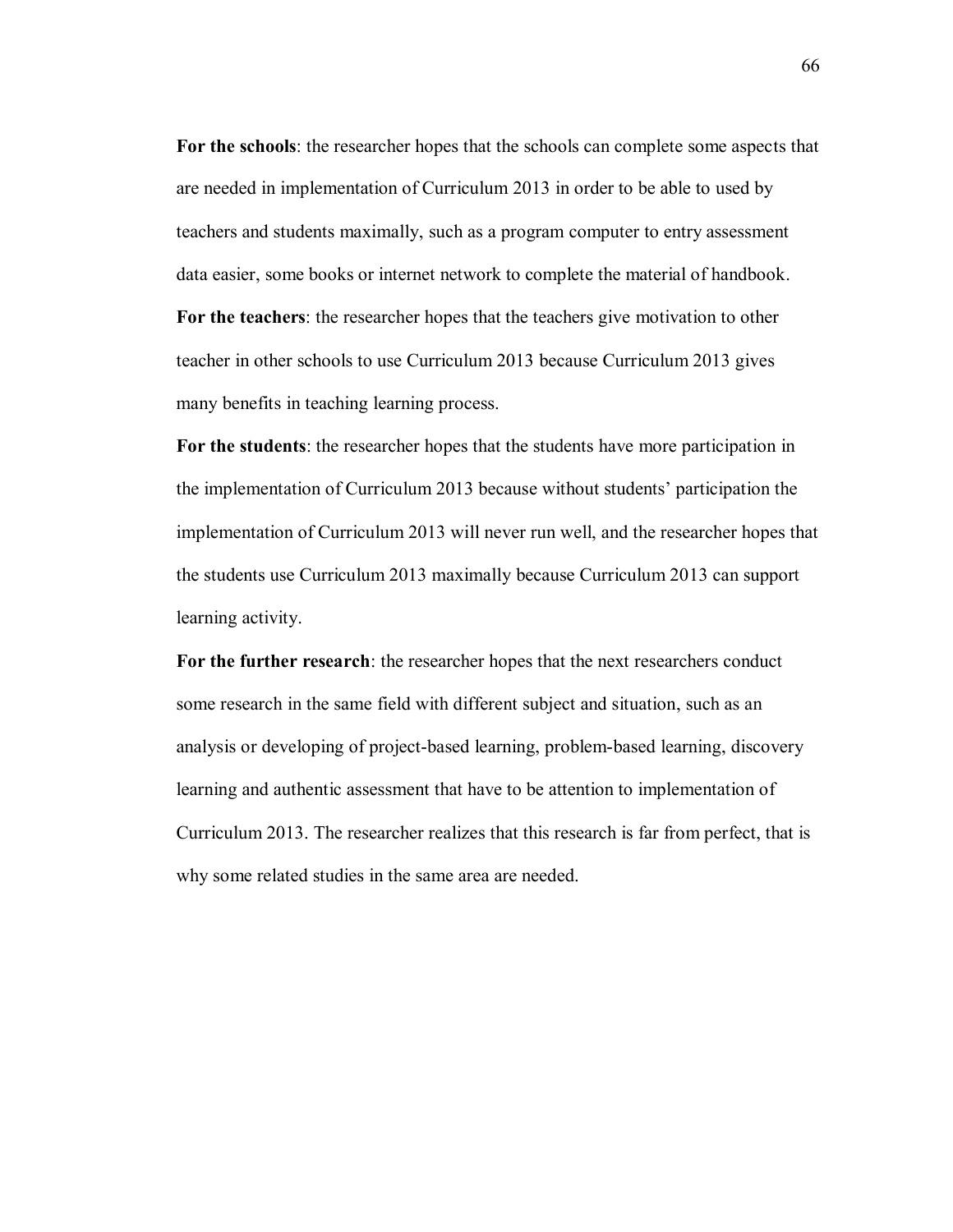**For the schools**: the researcher hopes that the schools can complete some aspects that are needed in implementation of Curriculum 2013 in order to be able to used by teachers and students maximally, such as a program computer to entry assessment data easier, some books or internet network to complete the material of handbook.

**For the teachers**: the researcher hopes that the teachers give motivation to other teacher in other schools to use Curriculum 2013 because Curriculum 2013 gives many benefits in teaching learning process.

**For the students**: the researcher hopes that the students have more participation in the implementation of Curriculum 2013 because without students' participation the implementation of Curriculum 2013 will never run well, and the researcher hopes that the students use Curriculum 2013 maximally because Curriculum 2013 can support learning activity.

**For the further research**: the researcher hopes that the next researchers conduct some research in the same field with different subject and situation, such as an analysis or developing of project-based learning, problem-based learning, discovery learning and authentic assessment that have to be attention to implementation of Curriculum 2013. The researcher realizes that this research is far from perfect, that is why some related studies in the same area are needed.